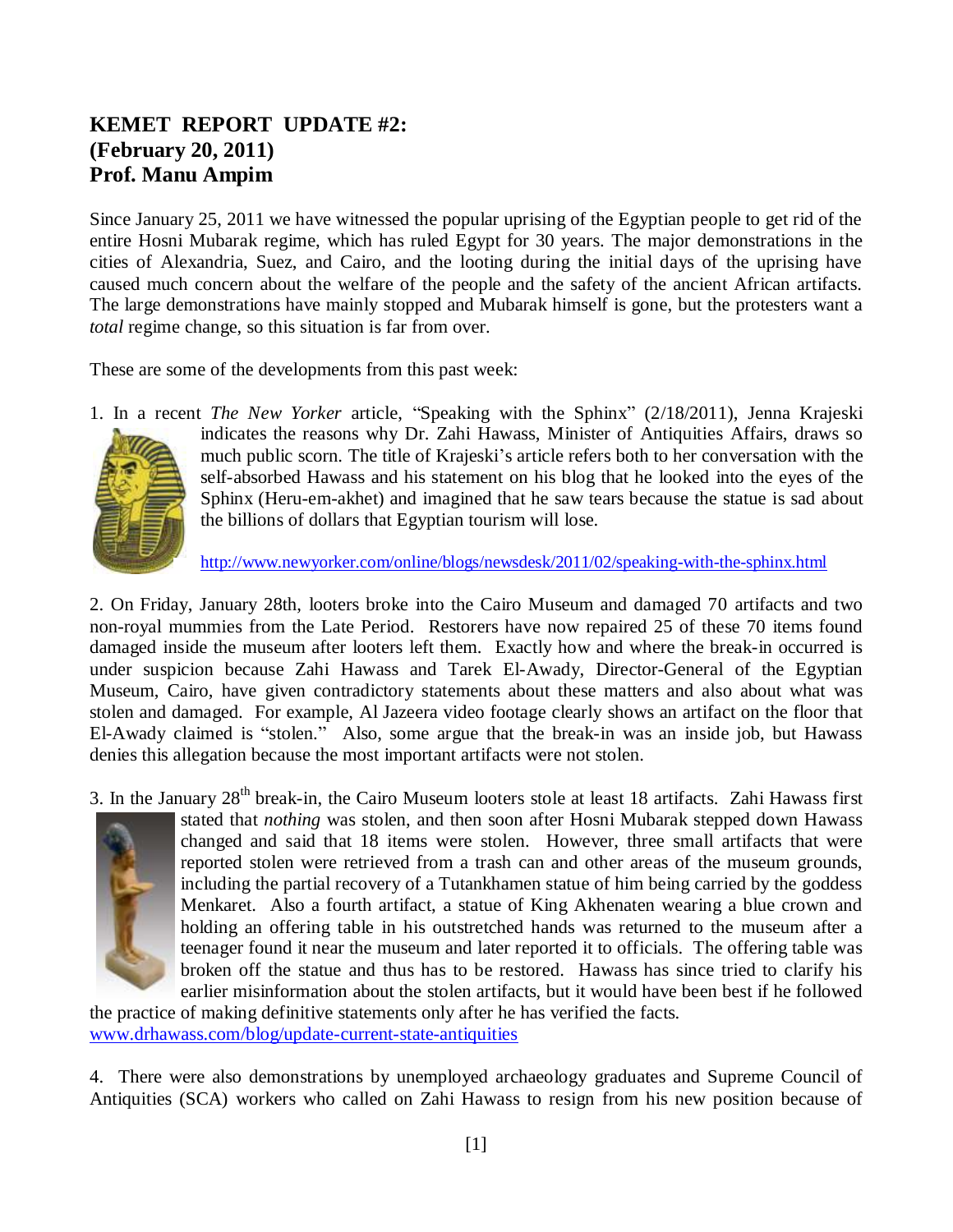# KEMET REPORT UPDATE #2:
# (February 20, 2011)
# Prof. Manu Ampim

Since January 25, 2011 we have witnessed the popular uprising of the Egyptian people to get rid of the entire Hosni Mubarak regime, which has ruled Egypt for 30 years. The major demonstrations in the cities of Alexandria, Suez, and Cairo, and the looting during the initial days of the uprising have caused much concern about the welfare of the people and the safety of the ancient African artifacts. The large demonstrations have mainly stopped and Mubarak himself is gone, but the protesters want a *total* regime change, so this situation is far from over.

These are some of the developments from this past week:

1. In a recent *The New Yorker* article, "Speaking with the Sphinx" (2/18/2011), Jenna Krajeski indicates the reasons why Dr. Zahi Hawass, Minister of Antiquities Affairs, draws so much public scorn. The title of Krajeski's article refers both to her conversation with the self-absorbed Hawass and his statement on his blog that he looked into the eyes of the Sphinx (Heru-em-akhet) and imagined that he saw tears because the statue is sad about the billions of dollars that Egyptian tourism will lose.

   http://www.newyorker.com/online/blogs/newsdesk/2011/02/speaking-with-the-sphinx.html

2. On Friday, January 28th, looters broke into the Cairo Museum and damaged 70 artifacts and two non-royal mummies from the Late Period. Restorers have now repaired 25 of these 70 items found damaged inside the museum after looters left them. Exactly how and where the break-in occurred is under suspicion because Zahi Hawass and Tarek El-Awady, Director-General of the Egyptian Museum, Cairo, have given contradictory statements about these matters and also about what was stolen and damaged. For example, Al Jazeera video footage clearly shows an artifact on the floor that El-Awady claimed is "stolen." Also, some argue that the break-in was an inside job, but Hawass denies this allegation because the most important artifacts were not stolen.

3. In the January 28th break-in, the Cairo Museum looters stole at least 18 artifacts. Zahi Hawass first stated that *nothing* was stolen, and then soon after Hosni Mubarak stepped down Hawass changed and said that 18 items were stolen. However, three small artifacts that were reported stolen were retrieved from a trash can and other areas of the museum grounds, including the partial recovery of a Tutankhamen statue of him being carried by the goddess Menkaret. Also a fourth artifact, a statue of King Akhenaten wearing a blue crown and holding an offering table in his outstretched hands was returned to the museum after a teenager found it near the museum and later reported it to officials. The offering table was broken off the statue and thus has to be restored. Hawass has since tried to clarify his earlier misinformation about the stolen artifacts, but it would have been best if he followed the practice of making definitive statements only after he has verified the facts.
   www.drhawass.com/blog/update-current-state-antiquities

4. There were also demonstrations by unemployed archaeology graduates and Supreme Council of Antiquities (SCA) workers who called on Zahi Hawass to resign from his new position because of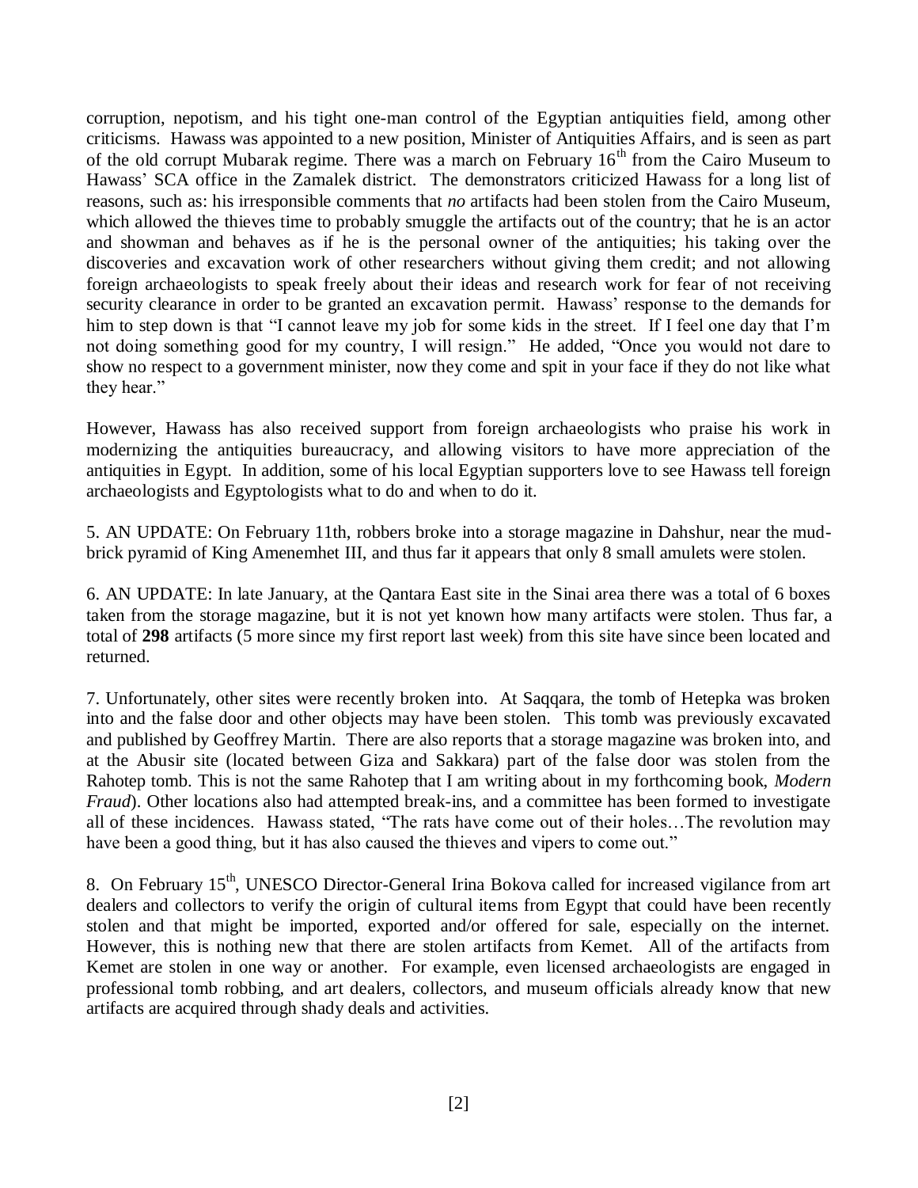corruption, nepotism, and his tight one-man control of the Egyptian antiquities field, among other criticisms. Hawass was appointed to a new position, Minister of Antiquities Affairs, and is seen as part of the old corrupt Mubarak regime. There was a march on February 16th from the Cairo Museum to Hawass' SCA office in the Zamalek district. The demonstrators criticized Hawass for a long list of reasons, such as: his irresponsible comments that *no* artifacts had been stolen from the Cairo Museum, which allowed the thieves time to probably smuggle the artifacts out of the country; that he is an actor and showman and behaves as if he is the personal owner of the antiquities; his taking over the discoveries and excavation work of other researchers without giving them credit; and not allowing foreign archaeologists to speak freely about their ideas and research work for fear of not receiving security clearance in order to be granted an excavation permit. Hawass' response to the demands for him to step down is that "I cannot leave my job for some kids in the street. If I feel one day that I'm not doing something good for my country, I will resign." He added, "Once you would not dare to show no respect to a government minister, now they come and spit in your face if they do not like what they hear."

However, Hawass has also received support from foreign archaeologists who praise his work in modernizing the antiquities bureaucracy, and allowing visitors to have more appreciation of the antiquities in Egypt. In addition, some of his local Egyptian supporters love to see Hawass tell foreign archaeologists and Egyptologists what to do and when to do it.

5. AN UPDATE: On February 11th, robbers broke into a storage magazine in Dahshur, near the mud-brick pyramid of King Amenemhet III, and thus far it appears that only 8 small amulets were stolen.

6. AN UPDATE: In late January, at the Qantara East site in the Sinai area there was a total of 6 boxes taken from the storage magazine, but it is not yet known how many artifacts were stolen. Thus far, a total of **298** artifacts (5 more since my first report last week) from this site have since been located and returned.

7. Unfortunately, other sites were recently broken into. At Saqqara, the tomb of Hetepka was broken into and the false door and other objects may have been stolen. This tomb was previously excavated and published by Geoffrey Martin. There are also reports that a storage magazine was broken into, and at the Abusir site (located between Giza and Sakkara) part of the false door was stolen from the Rahotep tomb. This is not the same Rahotep that I am writing about in my forthcoming book, *Modern Fraud*). Other locations also had attempted break-ins, and a committee has been formed to investigate all of these incidences. Hawass stated, "The rats have come out of their holes…The revolution may have been a good thing, but it has also caused the thieves and vipers to come out."

8. On February 15th, UNESCO Director-General Irina Bokova called for increased vigilance from art dealers and collectors to verify the origin of cultural items from Egypt that could have been recently stolen and that might be imported, exported and/or offered for sale, especially on the internet. However, this is nothing new that there are stolen artifacts from Kemet. All of the artifacts from Kemet are stolen in one way or another. For example, even licensed archaeologists are engaged in professional tomb robbing, and art dealers, collectors, and museum officials already know that new artifacts are acquired through shady deals and activities.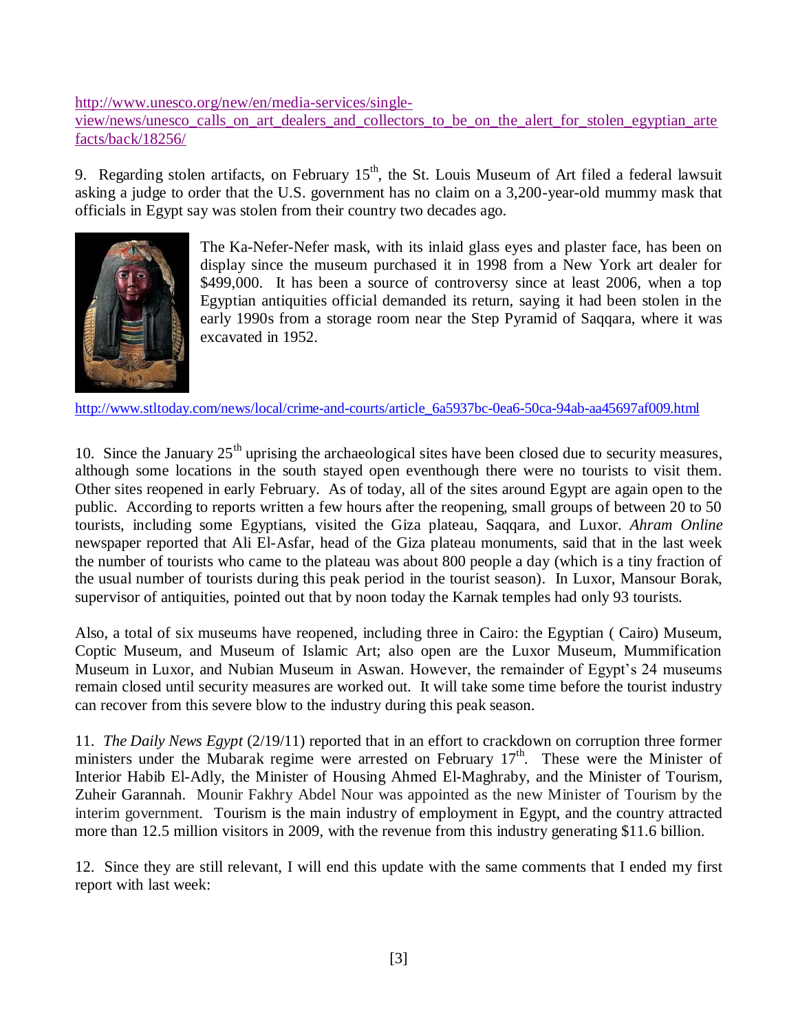http://www.unesco.org/new/en/media-services/single-view/news/unesco_calls_on_art_dealers_and_collectors_to_be_on_the_alert_for_stolen_egyptian_artefacts/back/18256/

9. Regarding stolen artifacts, on February 15th, the St. Louis Museum of Art filed a federal lawsuit asking a judge to order that the U.S. government has no claim on a 3,200-year-old mummy mask that officials in Egypt say was stolen from their country two decades ago.

The Ka-Nefer-Nefer mask, with its inlaid glass eyes and plaster face, has been on display since the museum purchased it in 1998 from a New York art dealer for $499,000. It has been a source of controversy since at least 2006, when a top Egyptian antiquities official demanded its return, saying it had been stolen in the early 1990s from a storage room near the Step Pyramid of Saqqara, where it was excavated in 1952.

http://www.stltoday.com/news/local/crime-and-courts/article_6a5937bc-0ea6-50ca-94ab-aa45697af009.html

10. Since the January 25th uprising the archaeological sites have been closed due to security measures, although some locations in the south stayed open eventhough there were no tourists to visit them. Other sites reopened in early February. As of today, all of the sites around Egypt are again open to the public. According to reports written a few hours after the reopening, small groups of between 20 to 50 tourists, including some Egyptians, visited the Giza plateau, Saqqara, and Luxor. *Ahram Online* newspaper reported that Ali El-Asfar, head of the Giza plateau monuments, said that in the last week the number of tourists who came to the plateau was about 800 people a day (which is a tiny fraction of the usual number of tourists during this peak period in the tourist season). In Luxor, Mansour Borak, supervisor of antiquities, pointed out that by noon today the Karnak temples had only 93 tourists.

Also, a total of six museums have reopened, including three in Cairo: the Egyptian ( Cairo) Museum, Coptic Museum, and Museum of Islamic Art; also open are the Luxor Museum, Mummification Museum in Luxor, and Nubian Museum in Aswan. However, the remainder of Egypt's 24 museums remain closed until security measures are worked out. It will take some time before the tourist industry can recover from this severe blow to the industry during this peak season.

11. *The Daily News Egypt* (2/19/11) reported that in an effort to crackdown on corruption three former ministers under the Mubarak regime were arrested on February 17th. These were the Minister of Interior Habib El-Adly, the Minister of Housing Ahmed El-Maghraby, and the Minister of Tourism, Zuheir Garannah. Mounir Fakhry Abdel Nour was appointed as the new Minister of Tourism by the interim government. Tourism is the main industry of employment in Egypt, and the country attracted more than 12.5 million visitors in 2009, with the revenue from this industry generating $11.6 billion.

12. Since they are still relevant, I will end this update with the same comments that I ended my first report with last week: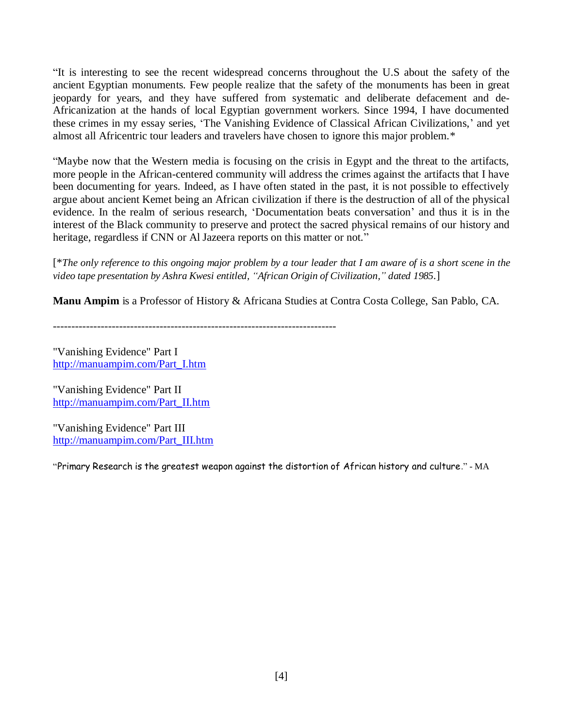"It is interesting to see the recent widespread concerns throughout the U.S about the safety of the ancient Egyptian monuments. Few people realize that the safety of the monuments has been in great jeopardy for years, and they have suffered from systematic and deliberate defacement and de-Africanization at the hands of local Egyptian government workers. Since 1994, I have documented these crimes in my essay series, 'The Vanishing Evidence of Classical African Civilizations,' and yet almost all Africentric tour leaders and travelers have chosen to ignore this major problem.*

"Maybe now that the Western media is focusing on the crisis in Egypt and the threat to the artifacts, more people in the African-centered community will address the crimes against the artifacts that I have been documenting for years. Indeed, as I have often stated in the past, it is not possible to effectively argue about ancient Kemet being an African civilization if there is the destruction of all of the physical evidence. In the realm of serious research, 'Documentation beats conversation' and thus it is in the interest of the Black community to preserve and protect the sacred physical remains of our history and heritage, regardless if CNN or Al Jazeera reports on this matter or not."

[**The only reference to this ongoing major problem by a tour leader that I am aware of is a short scene in the video tape presentation by Ashra Kwesi entitled, "African Origin of Civilization," dated 1985*.]

**Manu Ampim** is a Professor of History & Africana Studies at Contra Costa College, San Pablo, CA.

---

"Vanishing Evidence" Part I
http://manuampim.com/Part_I.htm

"Vanishing Evidence" Part II
http://manuampim.com/Part_II.htm

"Vanishing Evidence" Part III
http://manuampim.com/Part_III.htm

"Primary Research is the greatest weapon against the distortion of African history and culture." - MA